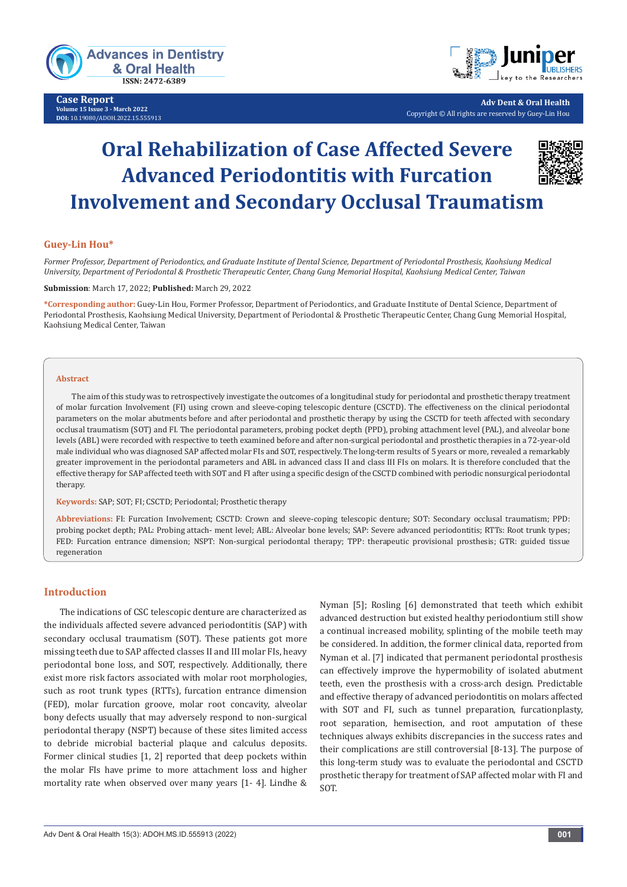Case Report
Volume 15 Issue 3 - March 2022
DOI: 10.19080/ADOH.2022.15.555913

Adv Dent & Oral Health
Copyright © All rights are reserved by Guey-Lin Hou

# Oral Rehabilization of Case Affected Severe Advanced Periodontitis with Furcation Involvement and Secondary Occlusal Traumatism

**Guey-Lin Hou***

*Former Professor, Department of Periodontics, and Graduate Institute of Dental Science, Department of Periodontal Prosthesis, Kaohsiung Medical University, Department of Periodontal & Prosthetic Therapeutic Center, Chang Gung Memorial Hospital, Kaohsiung Medical Center, Taiwan*

**Submission**: March 17, 2022; **Published:** March 29, 2022

***Corresponding author:** Guey-Lin Hou, Former Professor, Department of Periodontics, and Graduate Institute of Dental Science, Department of Periodontal Prosthesis, Kaohsiung Medical University, Department of Periodontal & Prosthetic Therapeutic Center, Chang Gung Memorial Hospital, Kaohsiung Medical Center, Taiwan

## Abstract

The aim of this study was to retrospectively investigate the outcomes of a longitudinal study for periodontal and prosthetic therapy treatment of molar furcation Involvement (FI) using crown and sleeve-coping telescopic denture (CSCTD). The effectiveness on the clinical periodontal parameters on the molar abutments before and after periodontal and prosthetic therapy by using the CSCTD for teeth affected with secondary occlusal traumatism (SOT) and FI. The periodontal parameters, probing pocket depth (PPD), probing attachment level (PAL), and alveolar bone levels (ABL) were recorded with respective to teeth examined before and after non-surgical periodontal and prosthetic therapies in a 72-year-old male individual who was diagnosed SAP affected molar FIs and SOT, respectively. The long-term results of 5 years or more, revealed a remarkably greater improvement in the periodontal parameters and ABL in advanced class II and class III FIs on molars. It is therefore concluded that the effective therapy for SAP affected teeth with SOT and FI after using a specific design of the CSCTD combined with periodic nonsurgical periodontal therapy.

**Keywords:** SAP; SOT; FI; CSCTD; Periodontal; Prosthetic therapy

**Abbreviations:** FI: Furcation Involvement; CSCTD: Crown and sleeve-coping telescopic denture; SOT: Secondary occlusal traumatism; PPD: probing pocket depth; PAL: Probing attach- ment level; ABL: Alveolar bone levels; SAP: Severe advanced periodontitis; RTTs: Root trunk types; FED: Furcation entrance dimension; NSPT: Non-surgical periodontal therapy; TPP: therapeutic provisional prosthesis; GTR: guided tissue regeneration

## Introduction

The indications of CSC telescopic denture are characterized as the individuals affected severe advanced periodontitis (SAP) with secondary occlusal traumatism (SOT). These patients got more missing teeth due to SAP affected classes II and III molar FIs, heavy periodontal bone loss, and SOT, respectively. Additionally, there exist more risk factors associated with molar root morphologies, such as root trunk types (RTTs), furcation entrance dimension (FED), molar furcation groove, molar root concavity, alveolar bony defects usually that may adversely respond to non-surgical periodontal therapy (NSPT) because of these sites limited access to debride microbial bacterial plaque and calculus deposits. Former clinical studies [1, 2] reported that deep pockets within the molar FIs have prime to more attachment loss and higher mortality rate when observed over many years [1- 4]. Lindhe & Nyman [5]; Rosling [6] demonstrated that teeth which exhibit advanced destruction but existed healthy periodontium still show a continual increased mobility, splinting of the mobile teeth may be considered. In addition, the former clinical data, reported from Nyman et al. [7] indicated that permanent periodontal prosthesis can effectively improve the hypermobility of isolated abutment teeth, even the prosthesis with a cross-arch design. Predictable and effective therapy of advanced periodontitis on molars affected with SOT and FI, such as tunnel preparation, furcationplasty, root separation, hemisection, and root amputation of these techniques always exhibits discrepancies in the success rates and their complications are still controversial [8-13]. The purpose of this long-term study was to evaluate the periodontal and CSCTD prosthetic therapy for treatment of SAP affected molar with FI and SOT.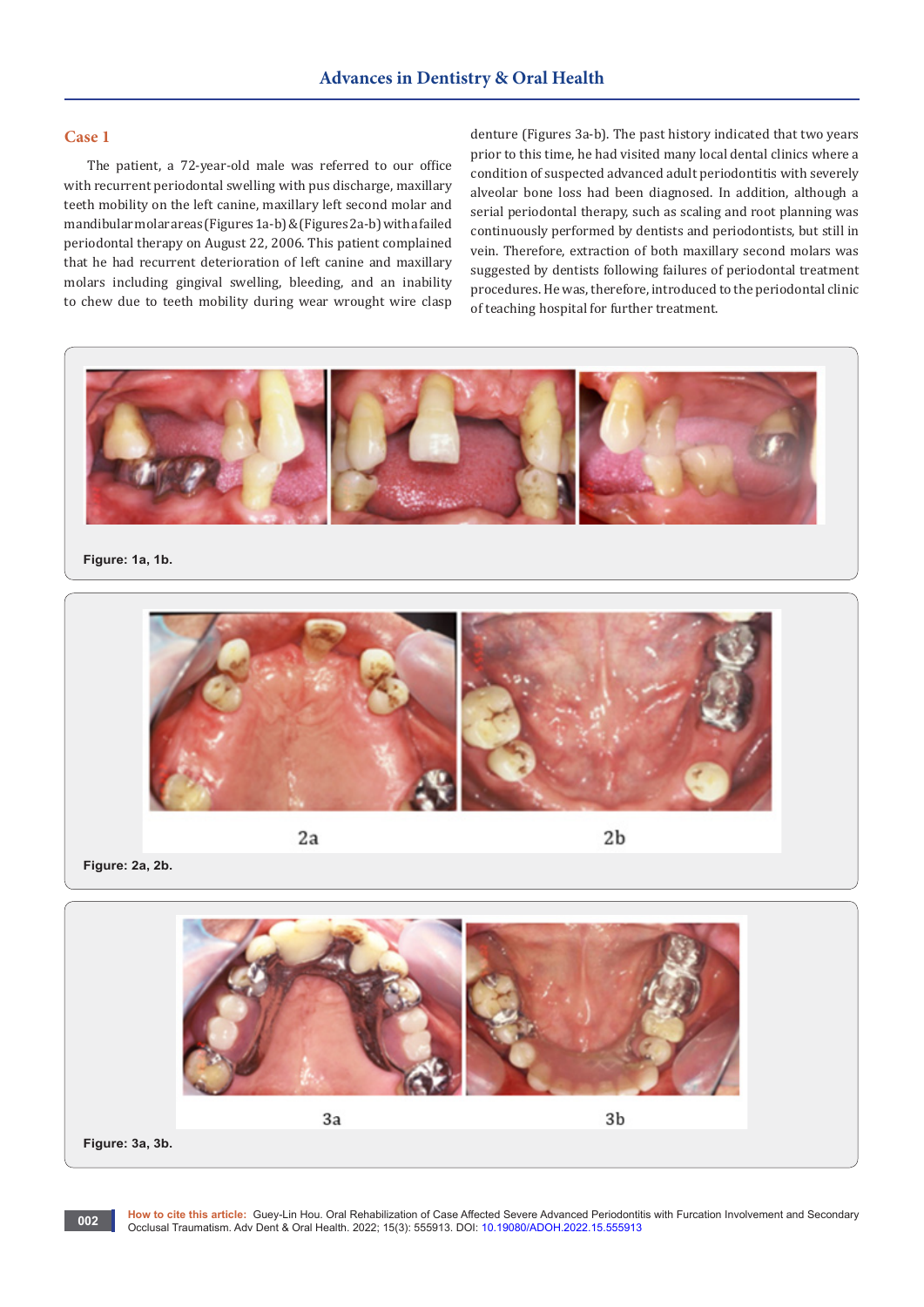## Case 1

The patient, a 72-year-old male was referred to our office with recurrent periodontal swelling with pus discharge, maxillary teeth mobility on the left canine, maxillary left second molar and mandibular molar areas (Figures 1a-b) & (Figures 2a-b) with a failed periodontal therapy on August 22, 2006. This patient complained that he had recurrent deterioration of left canine and maxillary molars including gingival swelling, bleeding, and an inability to chew due to teeth mobility during wear wrought wire clasp denture (Figures 3a-b). The past history indicated that two years prior to this time, he had visited many local dental clinics where a condition of suspected advanced adult periodontitis with severely alveolar bone loss had been diagnosed. In addition, although a serial periodontal therapy, such as scaling and root planning was continuously performed by dentists and periodontists, but still in vein. Therefore, extraction of both maxillary second molars was suggested by dentists following failures of periodontal treatment procedures. He was, therefore, introduced to the periodontal clinic of teaching hospital for further treatment.

Figure: 1a, 1b.

2a 2b

Figure: 2a, 2b.

3a 3b

Figure: 3a, 3b.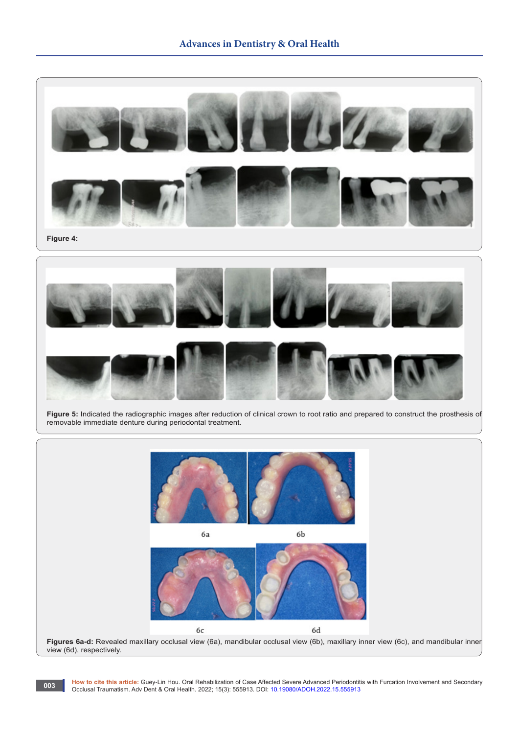**Figure 4:**

**Figure 5:** Indicated the radiographic images after reduction of clinical crown to root ratio and prepared to construct the prosthesis of removable immediate denture during periodontal treatment.

6a

6b

6c

6d

**Figures 6a-d:** Revealed maxillary occlusal view (6a), mandibular occlusal view (6b), maxillary inner view (6c), and mandibular inner view (6d), respectively.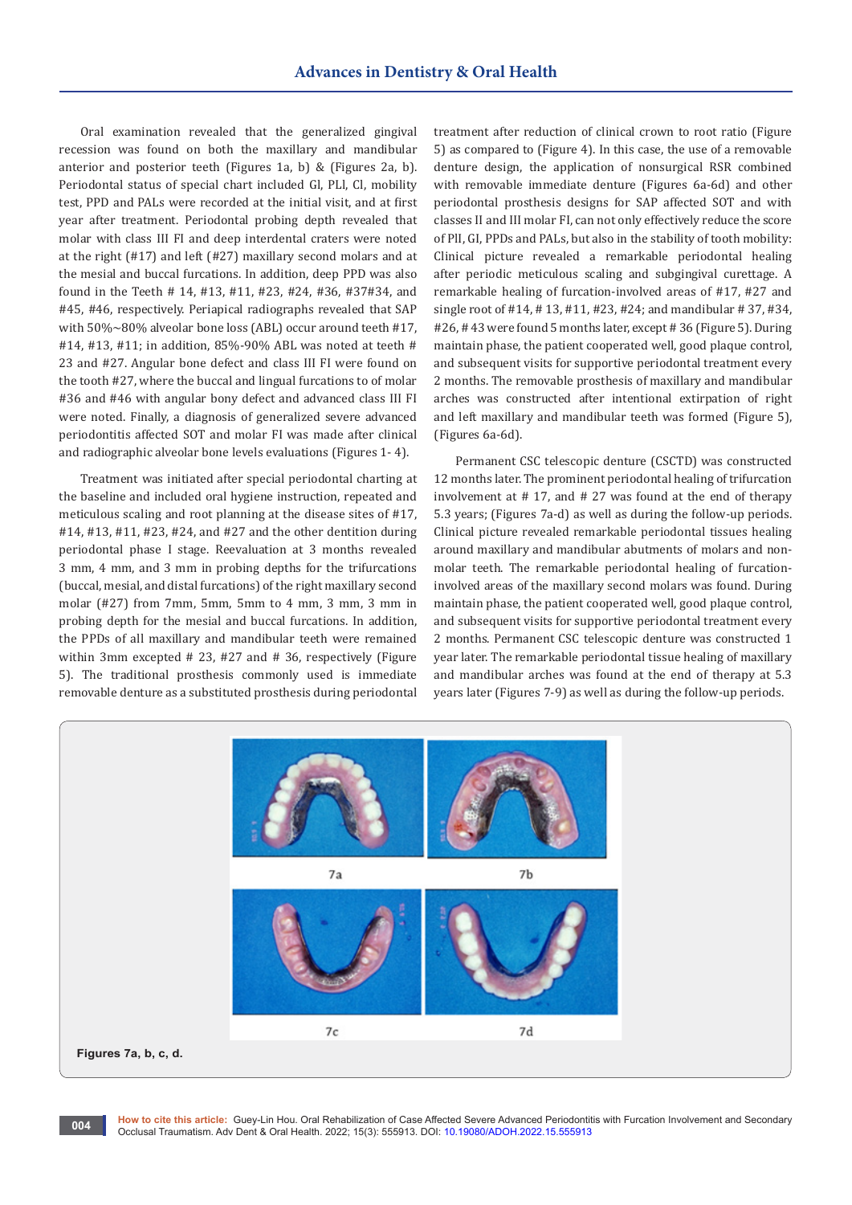Oral examination revealed that the generalized gingival recession was found on both the maxillary and mandibular anterior and posterior teeth (Figures 1a, b) & (Figures 2a, b). Periodontal status of special chart included GI, PlI, Cl, mobility test, PPD and PALs were recorded at the initial visit, and at first year after treatment. Periodontal probing depth revealed that molar with class III FI and deep interdental craters were noted at the right (#17) and left (#27) maxillary second molars and at the mesial and buccal furcations. In addition, deep PPD was also found in the Teeth # 14, #13, #11, #23, #24, #36, #37#34, and #45, #46, respectively. Periapical radiographs revealed that SAP with 50%~80% alveolar bone loss (ABL) occur around teeth #17, #14, #13, #11; in addition, 85%-90% ABL was noted at teeth # 23 and #27. Angular bone defect and class III FI were found on the tooth #27, where the buccal and lingual furcations to of molar #36 and #46 with angular bony defect and advanced class III FI were noted. Finally, a diagnosis of generalized severe advanced periodontitis affected SOT and molar FI was made after clinical and radiographic alveolar bone levels evaluations (Figures 1- 4).

Treatment was initiated after special periodontal charting at the baseline and included oral hygiene instruction, repeated and meticulous scaling and root planning at the disease sites of #17, #14, #13, #11, #23, #24, and #27 and the other dentition during periodontal phase I stage. Reevaluation at 3 months revealed 3 mm, 4 mm, and 3 mm in probing depths for the trifurcations (buccal, mesial, and distal furcations) of the right maxillary second molar (#27) from 7mm, 5mm, 5mm to 4 mm, 3 mm, 3 mm in probing depth for the mesial and buccal furcations. In addition, the PPDs of all maxillary and mandibular teeth were remained within 3mm excepted # 23, #27 and # 36, respectively (Figure 5). The traditional prosthesis commonly used is immediate removable denture as a substituted prosthesis during periodontal treatment after reduction of clinical crown to root ratio (Figure 5) as compared to (Figure 4). In this case, the use of a removable denture design, the application of nonsurgical RSR combined with removable immediate denture (Figures 6a-6d) and other periodontal prosthesis designs for SAP affected SOT and with classes II and III molar FI, can not only effectively reduce the score of PlI, GI, PPDs and PALs, but also in the stability of tooth mobility: Clinical picture revealed a remarkable periodontal healing after periodic meticulous scaling and subgingival curettage. A remarkable healing of furcation-involved areas of #17, #27 and single root of #14, # 13, #11, #23, #24; and mandibular # 37, #34, #26, # 43 were found 5 months later, except # 36 (Figure 5). During maintain phase, the patient cooperated well, good plaque control, and subsequent visits for supportive periodontal treatment every 2 months. The removable prosthesis of maxillary and mandibular arches was constructed after intentional extirpation of right and left maxillary and mandibular teeth was formed (Figure 5), (Figures 6a-6d).

Permanent CSC telescopic denture (CSCTD) was constructed 12 months later. The prominent periodontal healing of trifurcation involvement at # 17, and # 27 was found at the end of therapy 5.3 years; (Figures 7a-d) as well as during the follow-up periods. Clinical picture revealed remarkable periodontal tissues healing around maxillary and mandibular abutments of molars and non-molar teeth. The remarkable periodontal healing of furcation-involved areas of the maxillary second molars was found. During maintain phase, the patient cooperated well, good plaque control, and subsequent visits for supportive periodontal treatment every 2 months. Permanent CSC telescopic denture was constructed 1 year later. The remarkable periodontal tissue healing of maxillary and mandibular arches was found at the end of therapy at 5.3 years later (Figures 7-9) as well as during the follow-up periods.

7a 7b 7c 7d

**Figures 7a, b, c, d.**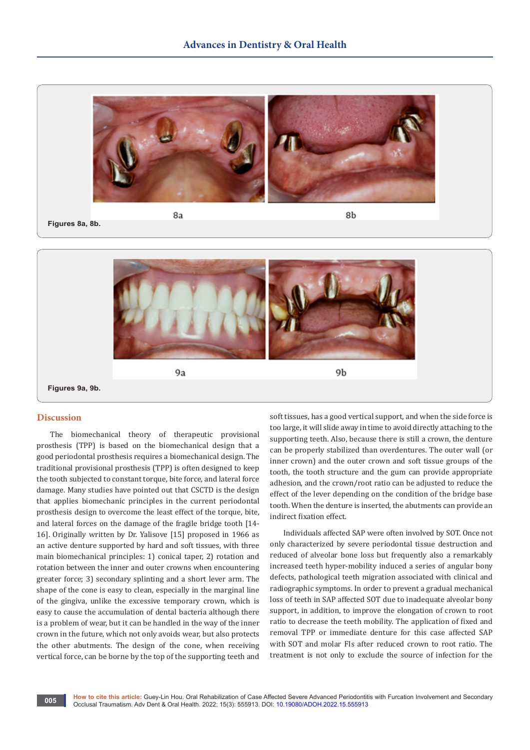8a 8b

Figures 8a, 8b.

9a 9b

Figures 9a, 9b.

## Discussion

The biomechanical theory of therapeutic provisional prosthesis (TPP) is based on the biomechanical design that a good periodontal prosthesis requires a biomechanical design. The traditional provisional prosthesis (TPP) is often designed to keep the tooth subjected to constant torque, bite force, and lateral force damage. Many studies have pointed out that CSCTD is the design that applies biomechanic principles in the current periodontal prosthesis design to overcome the least effect of the torque, bite, and lateral forces on the damage of the fragile bridge tooth [14-16]. Originally written by Dr. Yalisove [15] proposed in 1966 as an active denture supported by hard and soft tissues, with three main biomechanical principles: 1) conical taper, 2) rotation and rotation between the inner and outer crowns when encountering greater force; 3) secondary splinting and a short lever arm. The shape of the cone is easy to clean, especially in the marginal line of the gingiva, unlike the excessive temporary crown, which is easy to cause the accumulation of dental bacteria although there is a problem of wear, but it can be handled in the way of the inner crown in the future, which not only avoids wear, but also protects the other abutments. The design of the cone, when receiving vertical force, can be borne by the top of the supporting teeth and soft tissues, has a good vertical support, and when the side force is too large, it will slide away in time to avoid directly attaching to the supporting teeth. Also, because there is still a crown, the denture can be properly stabilized than overdentures. The outer wall (or inner crown) and the outer crown and soft tissue groups of the tooth, the tooth structure and the gum can provide appropriate adhesion, and the crown/root ratio can be adjusted to reduce the effect of the lever depending on the condition of the bridge base tooth. When the denture is inserted, the abutments can provide an indirect fixation effect.

Individuals affected SAP were often involved by SOT. Once not only characterized by severe periodontal tissue destruction and reduced of alveolar bone loss but frequently also a remarkably increased teeth hyper-mobility induced a series of angular bony defects, pathological teeth migration associated with clinical and radiographic symptoms. In order to prevent a gradual mechanical loss of teeth in SAP affected SOT due to inadequate alveolar bony support, in addition, to improve the elongation of crown to root ratio to decrease the teeth mobility. The application of fixed and removal TPP or immediate denture for this case affected SAP with SOT and molar FIs after reduced crown to root ratio. The treatment is not only to exclude the source of infection for the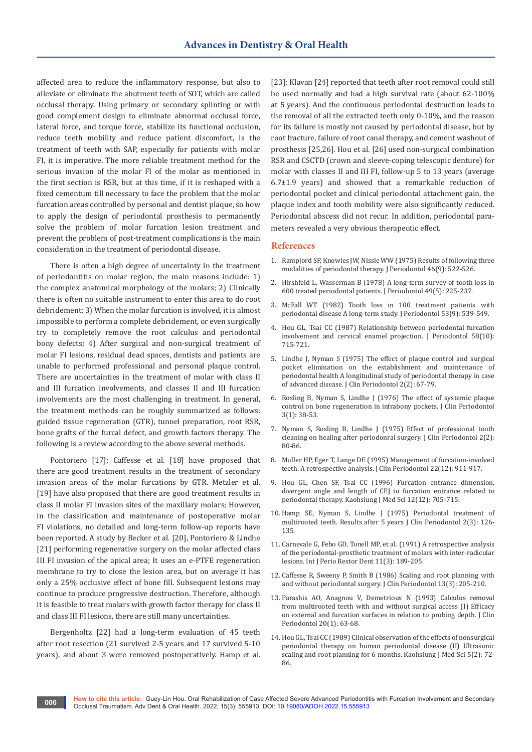affected area to reduce the inflammatory response, but also to alleviate or eliminate the abutment teeth of SOT, which are called occlusal therapy. Using primary or secondary splinting or with good complement design to eliminate abnormal occlusal force, lateral force, and torque force, stabilize its functional occlusion, reduce teeth mobility and reduce patient discomfort, is the treatment of teeth with SAP, especially for patients with molar FI, it is imperative. The more reliable treatment method for the serious invasion of the molar FI of the molar as mentioned in the first section is RSR, but at this time, if it is reshaped with a fixed cementum till necessary to face the problem that the molar furcation areas controlled by personal and dentist plaque, so how to apply the design of periodontal prosthesis to permanently solve the problem of molar furcation lesion treatment and prevent the problem of post-treatment complications is the main consideration in the treatment of periodontal disease.

There is often a high degree of uncertainty in the treatment of periodontitis on molar region, the main reasons include: 1) the complex anatomical morphology of the molars; 2) Clinically there is often no suitable instrument to enter this area to do root debridement; 3) When the molar furcation is involved, it is almost impossible to perform a complete debridement, or even surgically try to completely remove the root calculus and periodontal bony defects; 4) After surgical and non-surgical treatment of molar FI lesions, residual dead spaces, dentists and patients are unable to performed professional and personal plaque control. There are uncertainties in the treatment of molar with class II and III furcation involvements, and classes II and III furcation involvements are the most challenging in treatment. In general, the treatment methods can be roughly summarized as follows: guided tissue regeneration (GTR), tunnel preparation, root RSR, bone grafts of the furcal defect, and growth factors therapy. The following is a review according to the above several methods.

Pontoriero [17]; Caffesse et al. [18] have proposed that there are good treatment results in the treatment of secondary invasion areas of the molar furcations by GTR. Metzler et al. [19] have also proposed that there are good treatment results in class II molar FI invasion sites of the maxillary molars; However, in the classification and maintenance of postoperative molar FI violations, no detailed and long-term follow-up reports have been reported. A study by Becker et al. [20], Pontoriero & Lindhe [21] performing regenerative surgery on the molar affected class III FI invasion of the apical area; It uses an e-PTFE regeneration membrane to try to close the lesion area, but on average it has only a 25% occlusive effect of bone fill. Subsequent lesions may continue to produce progressive destruction. Therefore, although it is feasible to treat molars with growth factor therapy for class II and class III FI lesions, there are still many uncertainties.

Bergenholtz [22] had a long-term evaluation of 45 teeth after root resection (21 survived 2-5 years and 17 survived 5-10 years), and about 3 were removed postoperatively. Hamp et al. [23]; Klavan [24] reported that teeth after root removal could still be used normally and had a high survival rate (about 62-100% at 5 years). And the continuous periodontal destruction leads to the removal of all the extracted teeth only 0-10%, and the reason for its failure is mostly not caused by periodontal disease, but by root fracture, failure of root canal therapy, and cement washout of prosthesis [25,26]. Hou et al. [26] used non-surgical combination RSR and CSCTD (crown and sleeve-coping telescopic denture) for molar with classes II and III FI, follow-up 5 to 13 years (average 6.7±1.9 years) and showed that a remarkable reduction of periodontal pocket and clinical periodontal attachment gain, the plaque index and tooth mobility were also significantly reduced. Periodontal abscess did not recur. In addition, periodontal parameters revealed a very obvious therapeutic effect.

## References

1. Rampjord SP, Knowles JW, Nissle WW (1975) Results of following three modalities of periodontal therapy. J Periodontol 46(9): 522-526.
2. Hirshfeld L, Wasserman B (1978) A long-term survey of tooth loss in 600 treated periodontal patients. J Periodontol 49(5): 225-237.
3. McFall WT (1982) Tooth loss in 100 treatment patients with periodontal disease A long-term study. J Periodontol 53(9): 539-549.
4. Hou GL, Tsai CC (1987) Relationship between periodontal furcation involvement and cervical enamel projection. J Periodontol 58(10): 715-721.
5. Lindhe J, Nyman S (1975) The effect of plaque control and surgical pocket elimination on the establishment and maintenance of periodontal health A longitudinal study of periodontal therapy in case of advanced disease. J Clin Periodontol 2(2): 67-79.
6. Rosling B, Nyman S, Lindhe J (1976) The effect of systemic plaque control on bone regeneration in infrabony pockets. J Clin Periodontol 3(1): 38-53.
7. Nyman S, Rosling B, Lindhe J (1975) Effect of professional tooth cleaning on healing after periodonral surgery. J Clin Periodontol 2(2): 80-86.
8. Muller HP, Eger T, Lange DE (1995) Management of furcation-involved teeth. A retrospective analysis. J Clin Periodontol 22(12): 911-917.
9. Hou GL, Chen SF, Tsai CC (1996) Furcation entrance dimension, divergent angle and length of CEJ to furcation entrance related to periodontal therapy. Kaohsiung J Med Sci 12(12): 705-715.
10. Hamp SE, Nyman S, Lindhe J (1975) Periodontal treatment of multirooted teeth. Results after 5 years J Clin Periodontol 2(3): 126-135.
11. Carnevale G, Febo GD, Tonell MP, et al. (1991) A retrospective analysis of the periodontal-prosthetic treatment of molars with inter-radicular lesions. Int J Perio Restor Dent 11(3): 189-205.
12. Caffesse R, Sweeny P, Smith B (1986) Scaling and root planning with and without periodontal surgery. J Clin Periodontol 13(3): 205-210.
13. Parashis AO, Anagnou V, Demetrious N (1993) Calculus removal from multirooted teeth with and without surgical access (I) Efficacy on external and furcation surfaces in relation to probing depth. J Clin Periodontol 20(1): 63-68.
14. Hou GL, Tsai CC (1989) Clinical observation of the effects of nonsurgical periodontal therapy on human periodontal disease (II) Ultrasonic scaling and root planning for 6 months. Kaohsiung J Med Sci 5(2): 72-86.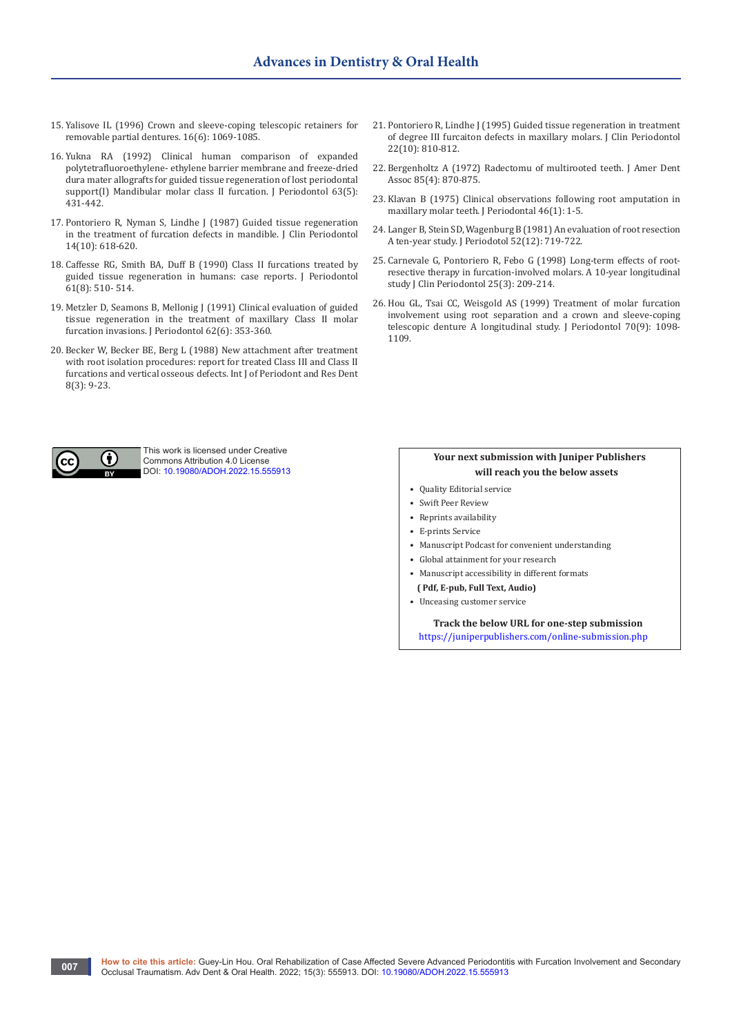15. Yalisove IL (1996) Crown and sleeve-coping telescopic retainers for removable partial dentures. 16(6): 1069-1085.
16. Yukna RA (1992) Clinical human comparison of expanded polytetrafluoroethylene- ethylene barrier membrane and freeze-dried dura mater allografts for guided tissue regeneration of lost periodontal support(I) Mandibular molar class II furcation. J Periodontol 63(5): 431-442.
17. Pontoriero R, Nyman S, Lindhe J (1987) Guided tissue regeneration in the treatment of furcation defects in mandible. J Clin Periodontol 14(10): 618-620.
18. Caffesse RG, Smith BA, Duff B (1990) Class II furcations treated by guided tissue regeneration in humans: case reports. J Periodontol 61(8): 510- 514.
19. Metzler D, Seamons B, Mellonig J (1991) Clinical evaluation of guided tissue regeneration in the treatment of maxillary Class II molar furcation invasions. J Periodontol 62(6): 353-360.
20. Becker W, Becker BE, Berg L (1988) New attachment after treatment with root isolation procedures: report for treated Class III and Class II furcations and vertical osseous defects. Int J of Periodont and Res Dent 8(3): 9-23.
21. Pontoriero R, Lindhe J (1995) Guided tissue regeneration in treatment of degree III furcaiton defects in maxillary molars. J Clin Periodontol 22(10): 810-812.
22. Bergenholtz A (1972) Radectomu of multirooted teeth. J Amer Dent Assoc 85(4): 870-875.
23. Klavan B (1975) Clinical observations following root amputation in maxillary molar teeth. J Periodontal 46(1): 1-5.
24. Langer B, Stein SD, Wagenburg B (1981) An evaluation of root resection A ten-year study. J Periodotol 52(12): 719-722.
25. Carnevale G, Pontoriero R, Febo G (1998) Long-term effects of root-resective therapy in furcation-involved molars. A 10-year longitudinal study J Clin Periodontol 25(3): 209-214.
26. Hou GL, Tsai CC, Weisgold AS (1999) Treatment of molar furcation involvement using root separation and a crown and sleeve-coping telescopic denture A longitudinal study. J Periodontol 70(9): 1098-1109.

This work is licensed under Creative Commons Attribution 4.0 License
DOI: 10.19080/ADOH.2022.15.555913

**Your next submission with Juniper Publishers will reach you the below assets**

- Quality Editorial service
- Swift Peer Review
- Reprints availability
- E-prints Service
- Manuscript Podcast for convenient understanding
- Global attainment for your research
- Manuscript accessibility in different formats
  **( Pdf, E-pub, Full Text, Audio)**
- Unceasing customer service

**Track the below URL for one-step submission**
https://juniperpublishers.com/online-submission.php

**How to cite this article:** Guey-Lin Hou. Oral Rehabilitation of Case Affected Severe Advanced Periodontitis with Furcation Involvement and Secondary Occlusal Traumatism. Adv Dent & Oral Health. 2022; 15(3): 555913. DOI: 10.19080/ADOH.2022.15.555913